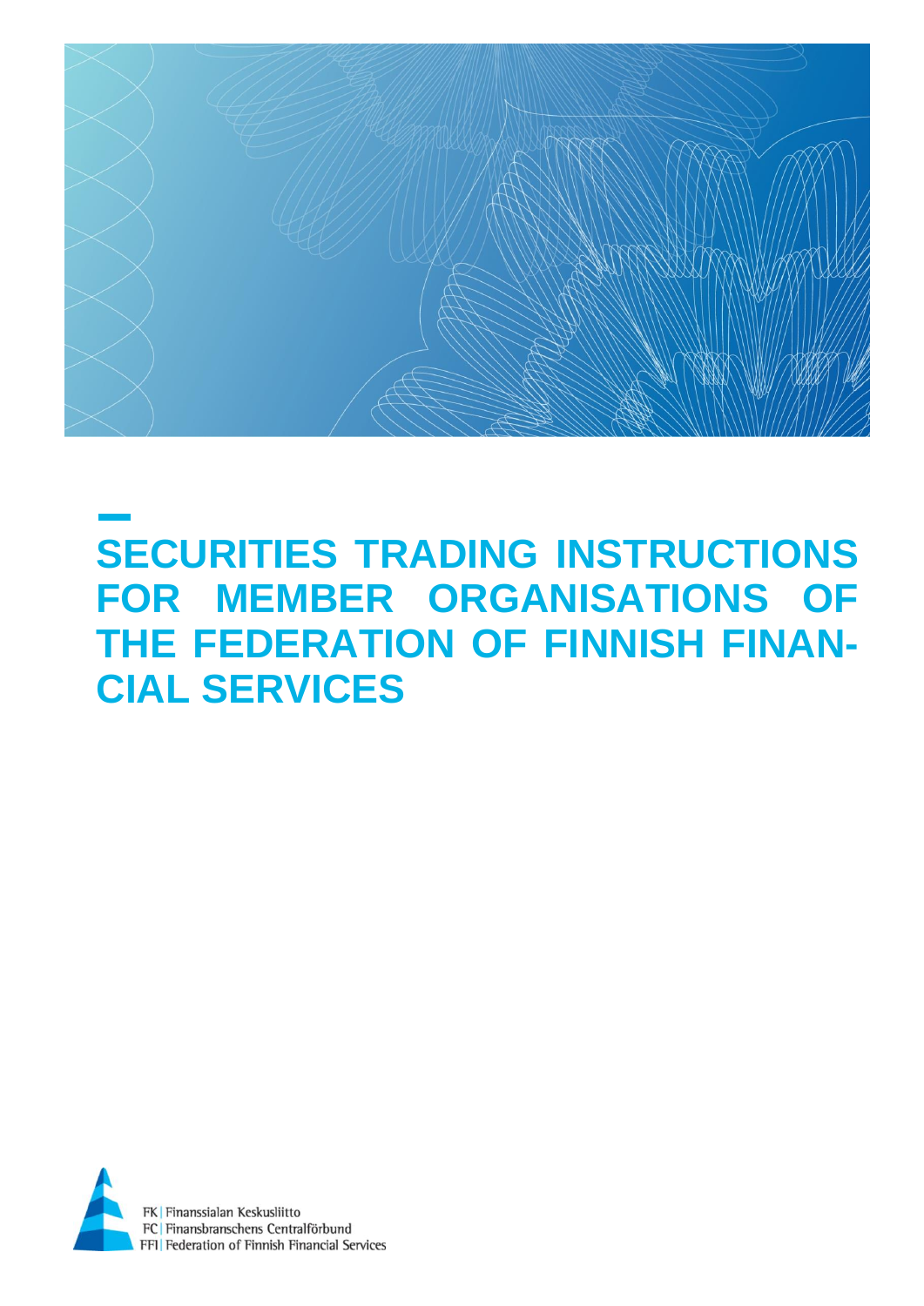# SECURITIES TRADING INSTRUCTIONS FOR MEMBER ORGANISATIONS OF THE FEDERATION OF FINNISH FINANCIAL SERVICES

FK | Finanssialan Keskusliitto
FC | Finansbranschens Centralförbund
FFI | Federation of Finnish Financial Services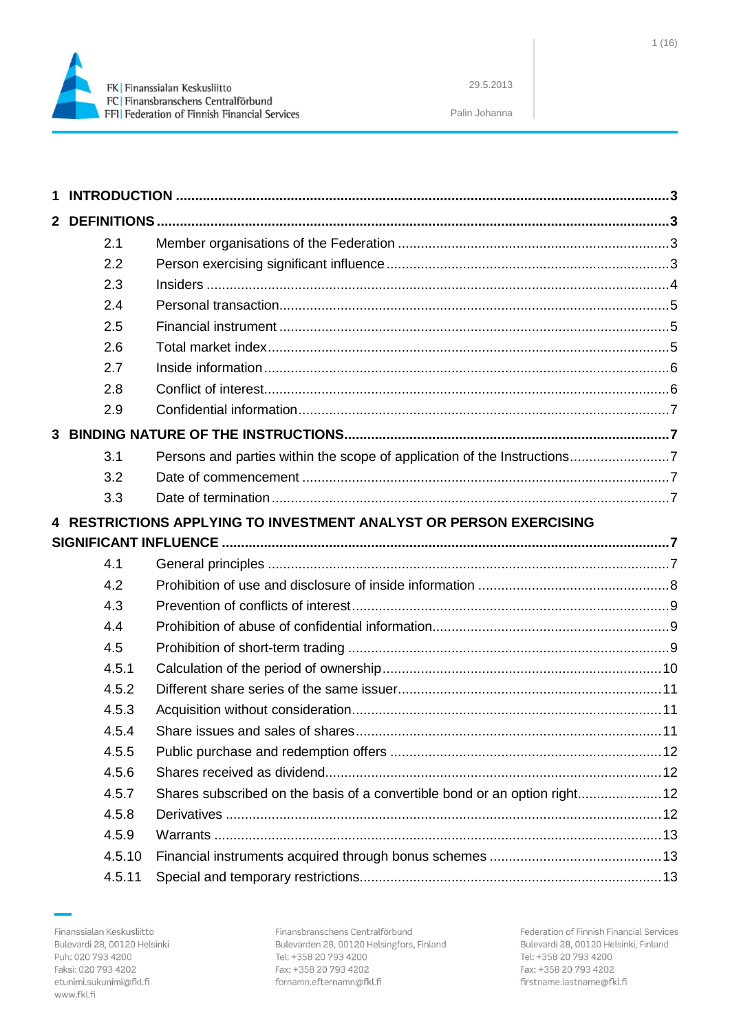1 INTRODUCTION ........................................................................................................ 3

2 DEFINITIONS ........................................................................................................ 3

- 2.1 Member organisations of the Federation ........................................................ 3
- 2.2 Person exercising significant influence ......................................................... 3
- 2.3 Insiders .......................................................................................................... 4
- 2.4 Personal transaction ...................................................................................... 5
- 2.5 Financial instrument ...................................................................................... 5
- 2.6 Total market index ......................................................................................... 5
- 2.7 Inside information .......................................................................................... 6
- 2.8 Conflict of interest .......................................................................................... 6
- 2.9 Confidential information ................................................................................. 7

3 BINDING NATURE OF THE INSTRUCTIONS .......................................................... 7

- 3.1 Persons and parties within the scope of application of the Instructions .......... 7
- 3.2 Date of commencement ................................................................................. 7
- 3.3 Date of termination ......................................................................................... 7

4 RESTRICTIONS APPLYING TO INVESTMENT ANALYST OR PERSON EXERCISING SIGNIFICANT INFLUENCE ........................................................................................ 7

- 4.1 General principles .......................................................................................... 7
- 4.2 Prohibition of use and disclosure of inside information .................................. 8
- 4.3 Prevention of conflicts of interest ................................................................... 9
- 4.4 Prohibition of abuse of confidential information .............................................. 9
- 4.5 Prohibition of short-term trading .................................................................... 9
- 4.5.1 Calculation of the period of ownership ........................................................ 10
- 4.5.2 Different share series of the same issuer .................................................... 11
- 4.5.3 Acquisition without consideration ................................................................ 11
- 4.5.4 Share issues and sales of shares ............................................................... 11
- 4.5.5 Public purchase and redemption offers ....................................................... 12
- 4.5.6 Shares received as dividend ....................................................................... 12
- 4.5.7 Shares subscribed on the basis of a convertible bond or an option right ...... 12
- 4.5.8 Derivatives ................................................................................................. 12
- 4.5.9 Warrants .................................................................................................... 13
- 4.5.10 Financial instruments acquired through bonus schemes ............................. 13
- 4.5.11 Special and temporary restrictions ............................................................. 13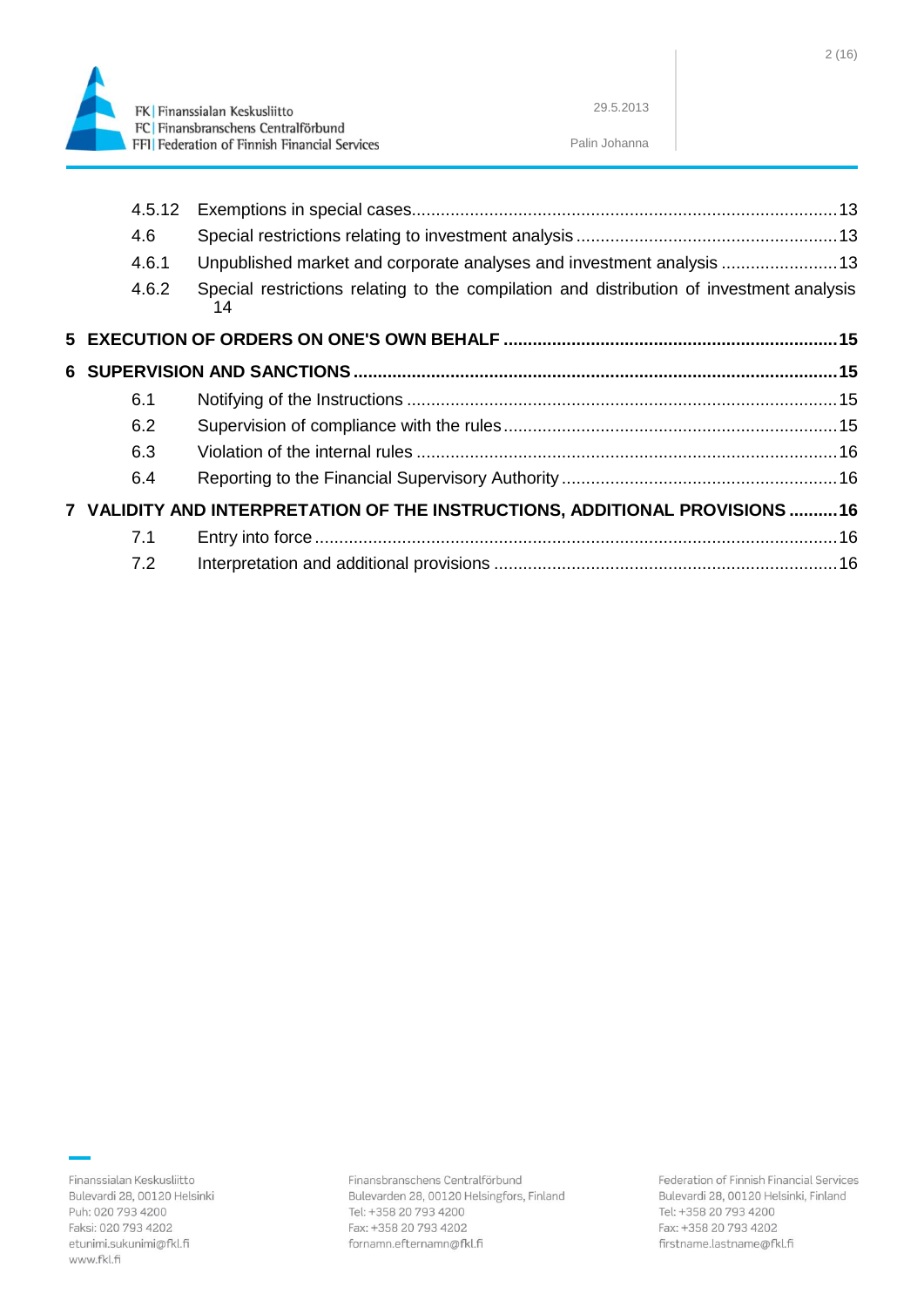| | | |
|---|---|---|
| 4.5.12 | Exemptions in special cases | 13 |
| 4.6 | Special restrictions relating to investment analysis | 13 |
| 4.6.1 | Unpublished market and corporate analyses and investment analysis | 13 |
| 4.6.2 | Special restrictions relating to the compilation and distribution of investment analysis | 14 |

**5 EXECUTION OF ORDERS ON ONE'S OWN BEHALF ..... 15**

**6 SUPERVISION AND SANCTIONS ..... 15**

| | | |
|---|---|---|
| 6.1 | Notifying of the Instructions | 15 |
| 6.2 | Supervision of compliance with the rules | 15 |
| 6.3 | Violation of the internal rules | 16 |
| 6.4 | Reporting to the Financial Supervisory Authority | 16 |

**7 VALIDITY AND INTERPRETATION OF THE INSTRUCTIONS, ADDITIONAL PROVISIONS ..... 16**

| | | |
|---|---|---|
| 7.1 | Entry into force | 16 |
| 7.2 | Interpretation and additional provisions | 16 |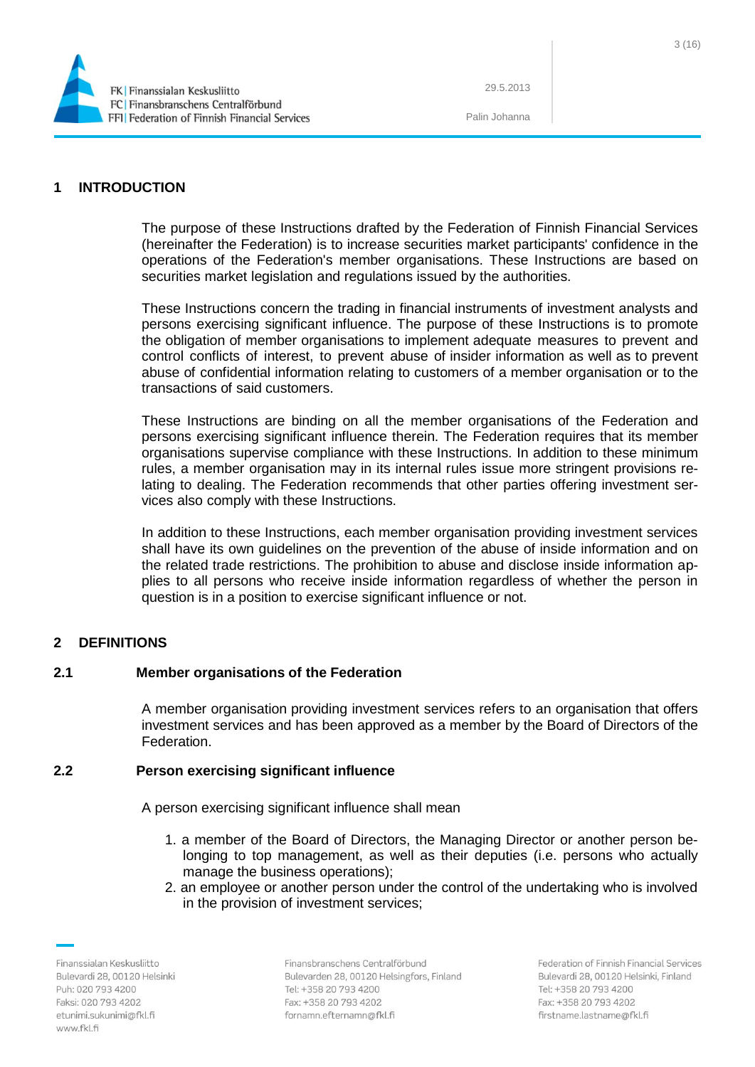# 1 INTRODUCTION

The purpose of these Instructions drafted by the Federation of Finnish Financial Services (hereinafter the Federation) is to increase securities market participants' confidence in the operations of the Federation's member organisations. These Instructions are based on securities market legislation and regulations issued by the authorities.

These Instructions concern the trading in financial instruments of investment analysts and persons exercising significant influence. The purpose of these Instructions is to promote the obligation of member organisations to implement adequate measures to prevent and control conflicts of interest, to prevent abuse of insider information as well as to prevent abuse of confidential information relating to customers of a member organisation or to the transactions of said customers.

These Instructions are binding on all the member organisations of the Federation and persons exercising significant influence therein. The Federation requires that its member organisations supervise compliance with these Instructions. In addition to these minimum rules, a member organisation may in its internal rules issue more stringent provisions relating to dealing. The Federation recommends that other parties offering investment services also comply with these Instructions.

In addition to these Instructions, each member organisation providing investment services shall have its own guidelines on the prevention of the abuse of inside information and on the related trade restrictions. The prohibition to abuse and disclose inside information applies to all persons who receive inside information regardless of whether the person in question is in a position to exercise significant influence or not.

# 2 DEFINITIONS

## 2.1 Member organisations of the Federation

A member organisation providing investment services refers to an organisation that offers investment services and has been approved as a member by the Board of Directors of the Federation.

## 2.2 Person exercising significant influence

A person exercising significant influence shall mean

1. a member of the Board of Directors, the Managing Director or another person belonging to top management, as well as their deputies (i.e. persons who actually manage the business operations);
2. an employee or another person under the control of the undertaking who is involved in the provision of investment services;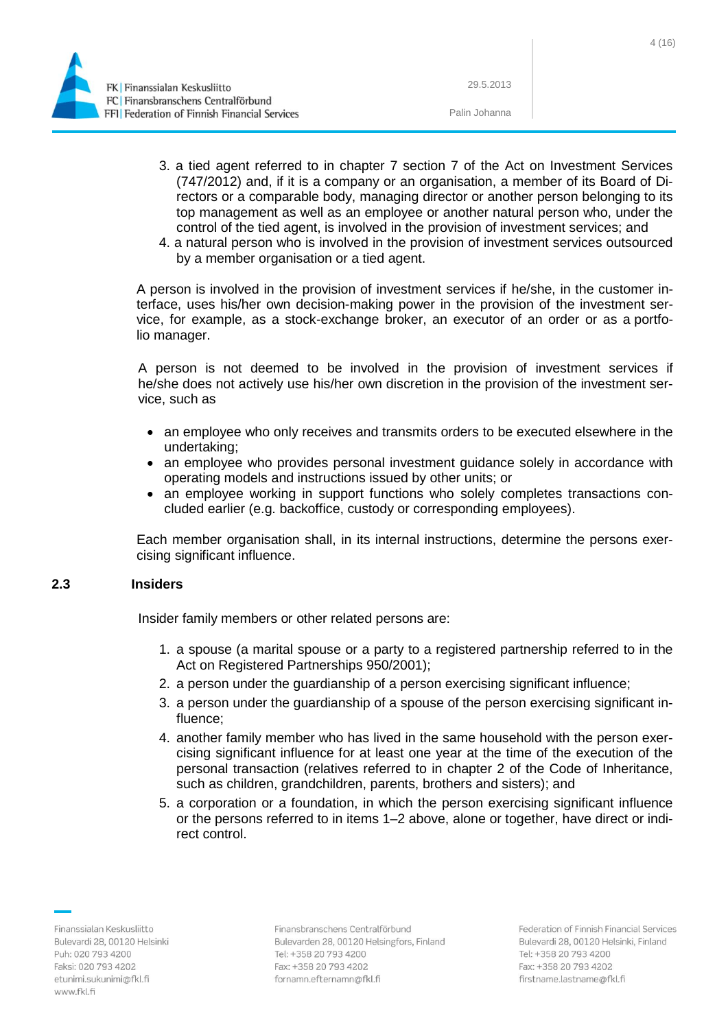3. a tied agent referred to in chapter 7 section 7 of the Act on Investment Services (747/2012) and, if it is a company or an organisation, a member of its Board of Directors or a comparable body, managing director or another person belonging to its top management as well as an employee or another natural person who, under the control of the tied agent, is involved in the provision of investment services; and
4. a natural person who is involved in the provision of investment services outsourced by a member organisation or a tied agent.

A person is involved in the provision of investment services if he/she, in the customer interface, uses his/her own decision-making power in the provision of the investment service, for example, as a stock-exchange broker, an executor of an order or as a portfolio manager.

A person is not deemed to be involved in the provision of investment services if he/she does not actively use his/her own discretion in the provision of the investment service, such as

- an employee who only receives and transmits orders to be executed elsewhere in the undertaking;
- an employee who provides personal investment guidance solely in accordance with operating models and instructions issued by other units; or
- an employee working in support functions who solely completes transactions concluded earlier (e.g. backoffice, custody or corresponding employees).

Each member organisation shall, in its internal instructions, determine the persons exercising significant influence.

## 2.3 Insiders

Insider family members or other related persons are:

1. a spouse (a marital spouse or a party to a registered partnership referred to in the Act on Registered Partnerships 950/2001);
2. a person under the guardianship of a person exercising significant influence;
3. a person under the guardianship of a spouse of the person exercising significant influence;
4. another family member who has lived in the same household with the person exercising significant influence for at least one year at the time of the execution of the personal transaction (relatives referred to in chapter 2 of the Code of Inheritance, such as children, grandchildren, parents, brothers and sisters); and
5. a corporation or a foundation, in which the person exercising significant influence or the persons referred to in items 1–2 above, alone or together, have direct or indirect control.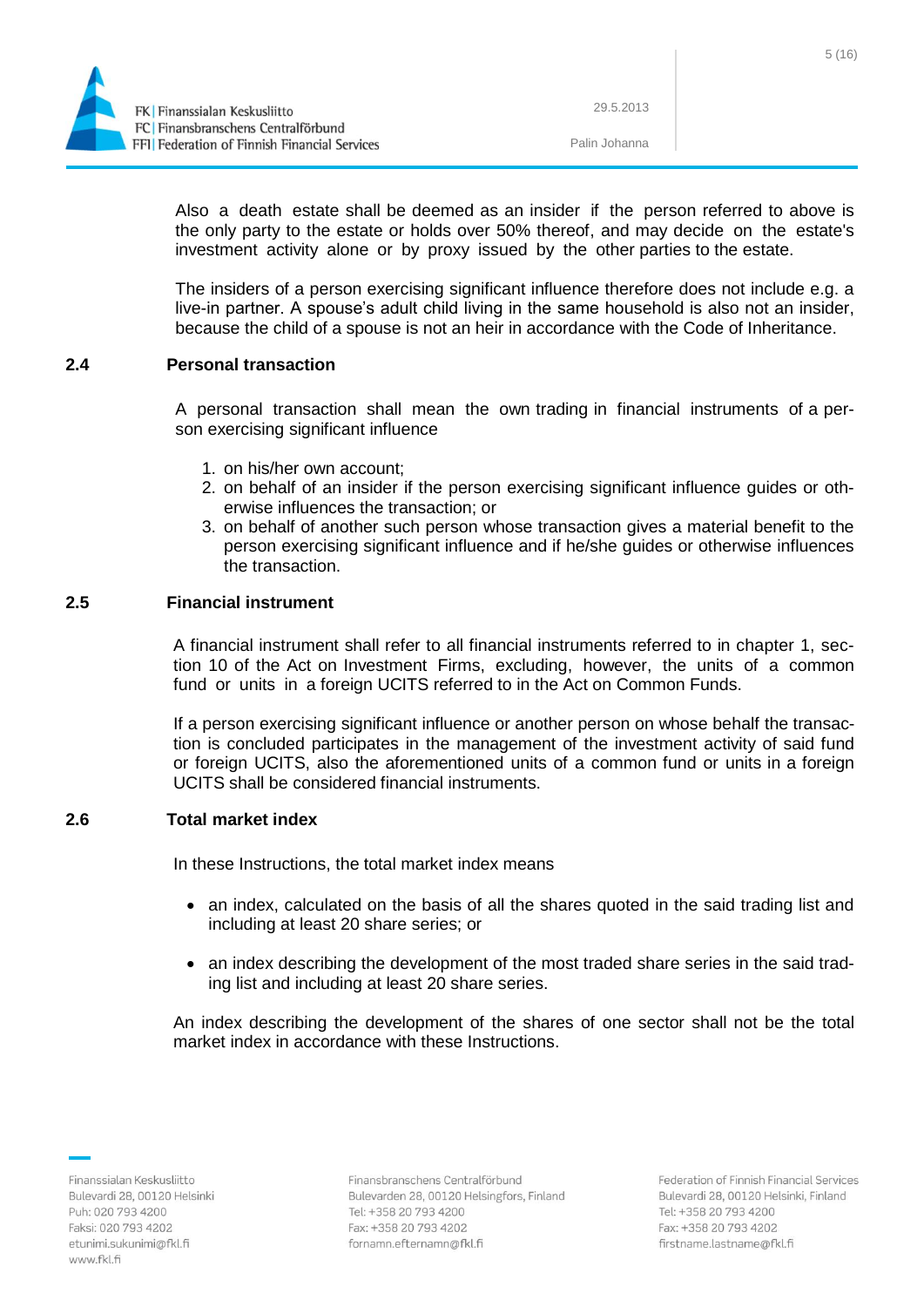Also a death estate shall be deemed as an insider if the person referred to above is the only party to the estate or holds over 50% thereof, and may decide on the estate's investment activity alone or by proxy issued by the other parties to the estate.

The insiders of a person exercising significant influence therefore does not include e.g. a live-in partner. A spouse's adult child living in the same household is also not an insider, because the child of a spouse is not an heir in accordance with the Code of Inheritance.

## 2.4 Personal transaction

A personal transaction shall mean the own trading in financial instruments of a person exercising significant influence

1. on his/her own account;
2. on behalf of an insider if the person exercising significant influence guides or otherwise influences the transaction; or
3. on behalf of another such person whose transaction gives a material benefit to the person exercising significant influence and if he/she guides or otherwise influences the transaction.

## 2.5 Financial instrument

A financial instrument shall refer to all financial instruments referred to in chapter 1, section 10 of the Act on Investment Firms, excluding, however, the units of a common fund or units in a foreign UCITS referred to in the Act on Common Funds.

If a person exercising significant influence or another person on whose behalf the transaction is concluded participates in the management of the investment activity of said fund or foreign UCITS, also the aforementioned units of a common fund or units in a foreign UCITS shall be considered financial instruments.

## 2.6 Total market index

In these Instructions, the total market index means

- an index, calculated on the basis of all the shares quoted in the said trading list and including at least 20 share series; or
- an index describing the development of the most traded share series in the said trading list and including at least 20 share series.

An index describing the development of the shares of one sector shall not be the total market index in accordance with these Instructions.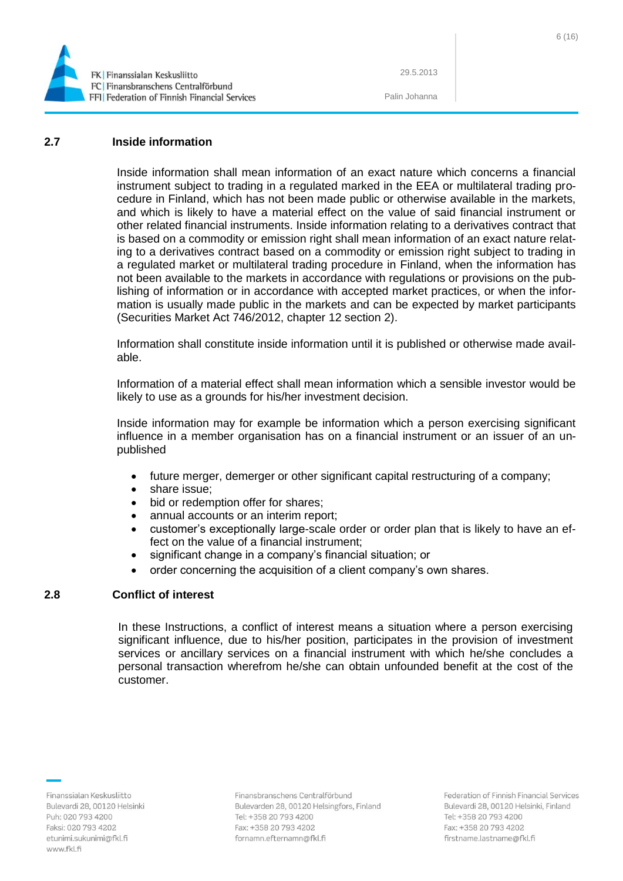## 2.7 Inside information

Inside information shall mean information of an exact nature which concerns a financial instrument subject to trading in a regulated marked in the EEA or multilateral trading procedure in Finland, which has not been made public or otherwise available in the markets, and which is likely to have a material effect on the value of said financial instrument or other related financial instruments. Inside information relating to a derivatives contract that is based on a commodity or emission right shall mean information of an exact nature relating to a derivatives contract based on a commodity or emission right subject to trading in a regulated market or multilateral trading procedure in Finland, when the information has not been available to the markets in accordance with regulations or provisions on the publishing of information or in accordance with accepted market practices, or when the information is usually made public in the markets and can be expected by market participants (Securities Market Act 746/2012, chapter 12 section 2).

Information shall constitute inside information until it is published or otherwise made available.

Information of a material effect shall mean information which a sensible investor would be likely to use as a grounds for his/her investment decision.

Inside information may for example be information which a person exercising significant influence in a member organisation has on a financial instrument or an issuer of an unpublished

- future merger, demerger or other significant capital restructuring of a company;
- share issue;
- bid or redemption offer for shares;
- annual accounts or an interim report;
- customer's exceptionally large-scale order or order plan that is likely to have an effect on the value of a financial instrument;
- significant change in a company's financial situation; or
- order concerning the acquisition of a client company's own shares.

## 2.8 Conflict of interest

In these Instructions, a conflict of interest means a situation where a person exercising significant influence, due to his/her position, participates in the provision of investment services or ancillary services on a financial instrument with which he/she concludes a personal transaction wherefrom he/she can obtain unfounded benefit at the cost of the customer.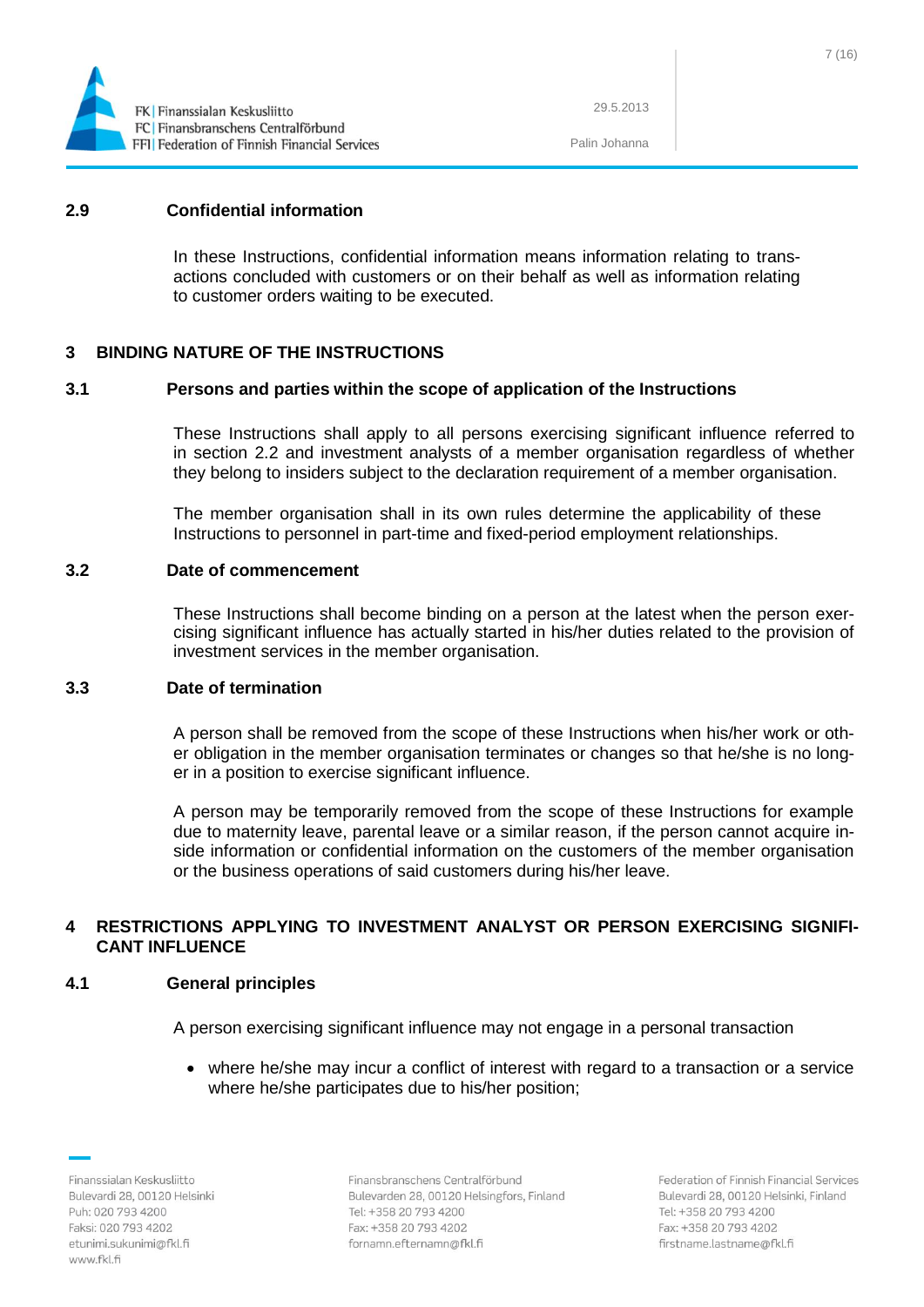### 2.9 Confidential information

In these Instructions, confidential information means information relating to transactions concluded with customers or on their behalf as well as information relating to customer orders waiting to be executed.

## 3 BINDING NATURE OF THE INSTRUCTIONS

### 3.1 Persons and parties within the scope of application of the Instructions

These Instructions shall apply to all persons exercising significant influence referred to in section 2.2 and investment analysts of a member organisation regardless of whether they belong to insiders subject to the declaration requirement of a member organisation.

The member organisation shall in its own rules determine the applicability of these Instructions to personnel in part-time and fixed-period employment relationships.

### 3.2 Date of commencement

These Instructions shall become binding on a person at the latest when the person exercising significant influence has actually started in his/her duties related to the provision of investment services in the member organisation.

### 3.3 Date of termination

A person shall be removed from the scope of these Instructions when his/her work or other obligation in the member organisation terminates or changes so that he/she is no longer in a position to exercise significant influence.

A person may be temporarily removed from the scope of these Instructions for example due to maternity leave, parental leave or a similar reason, if the person cannot acquire inside information or confidential information on the customers of the member organisation or the business operations of said customers during his/her leave.

## 4 RESTRICTIONS APPLYING TO INVESTMENT ANALYST OR PERSON EXERCISING SIGNIFICANT INFLUENCE

### 4.1 General principles

A person exercising significant influence may not engage in a personal transaction

- where he/she may incur a conflict of interest with regard to a transaction or a service where he/she participates due to his/her position;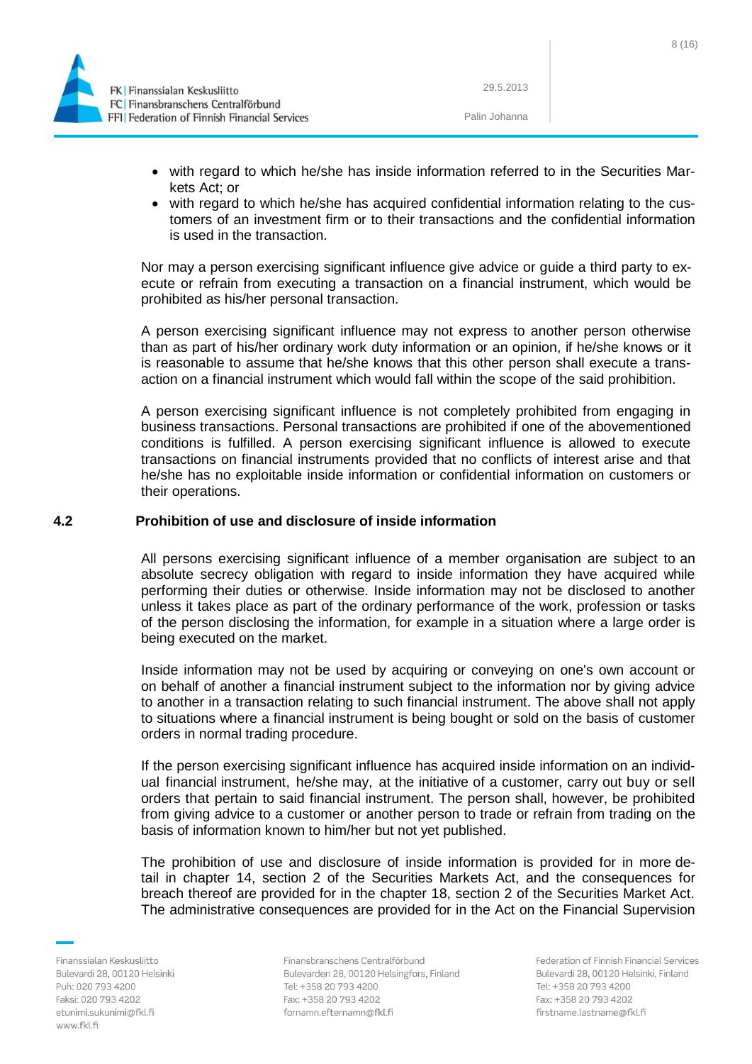- with regard to which he/she has inside information referred to in the Securities Markets Act; or
- with regard to which he/she has acquired confidential information relating to the customers of an investment firm or to their transactions and the confidential information is used in the transaction.

Nor may a person exercising significant influence give advice or guide a third party to execute or refrain from executing a transaction on a financial instrument, which would be prohibited as his/her personal transaction.

A person exercising significant influence may not express to another person otherwise than as part of his/her ordinary work duty information or an opinion, if he/she knows or it is reasonable to assume that he/she knows that this other person shall execute a transaction on a financial instrument which would fall within the scope of the said prohibition.

A person exercising significant influence is not completely prohibited from engaging in business transactions. Personal transactions are prohibited if one of the abovementioned conditions is fulfilled. A person exercising significant influence is allowed to execute transactions on financial instruments provided that no conflicts of interest arise and that he/she has no exploitable inside information or confidential information on customers or their operations.

## 4.2 Prohibition of use and disclosure of inside information

All persons exercising significant influence of a member organisation are subject to an absolute secrecy obligation with regard to inside information they have acquired while performing their duties or otherwise. Inside information may not be disclosed to another unless it takes place as part of the ordinary performance of the work, profession or tasks of the person disclosing the information, for example in a situation where a large order is being executed on the market.

Inside information may not be used by acquiring or conveying on one's own account or on behalf of another a financial instrument subject to the information nor by giving advice to another in a transaction relating to such financial instrument. The above shall not apply to situations where a financial instrument is being bought or sold on the basis of customer orders in normal trading procedure.

If the person exercising significant influence has acquired inside information on an individual financial instrument, he/she may, at the initiative of a customer, carry out buy or sell orders that pertain to said financial instrument. The person shall, however, be prohibited from giving advice to a customer or another person to trade or refrain from trading on the basis of information known to him/her but not yet published.

The prohibition of use and disclosure of inside information is provided for in more detail in chapter 14, section 2 of the Securities Markets Act, and the consequences for breach thereof are provided for in the chapter 18, section 2 of the Securities Market Act. The administrative consequences are provided for in the Act on the Financial Supervision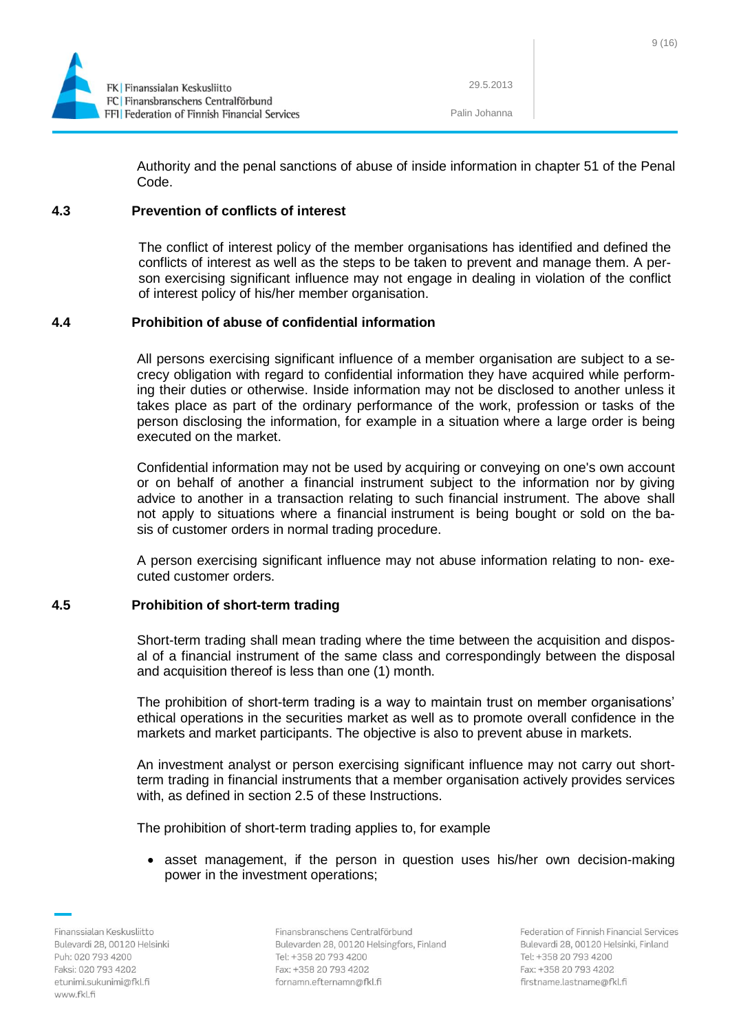Authority and the penal sanctions of abuse of inside information in chapter 51 of the Penal Code.

### 4.3 Prevention of conflicts of interest

The conflict of interest policy of the member organisations has identified and defined the conflicts of interest as well as the steps to be taken to prevent and manage them. A person exercising significant influence may not engage in dealing in violation of the conflict of interest policy of his/her member organisation.

### 4.4 Prohibition of abuse of confidential information

All persons exercising significant influence of a member organisation are subject to a secrecy obligation with regard to confidential information they have acquired while performing their duties or otherwise. Inside information may not be disclosed to another unless it takes place as part of the ordinary performance of the work, profession or tasks of the person disclosing the information, for example in a situation where a large order is being executed on the market.

Confidential information may not be used by acquiring or conveying on one's own account or on behalf of another a financial instrument subject to the information nor by giving advice to another in a transaction relating to such financial instrument. The above shall not apply to situations where a financial instrument is being bought or sold on the basis of customer orders in normal trading procedure.

A person exercising significant influence may not abuse information relating to non- executed customer orders.

### 4.5 Prohibition of short-term trading

Short-term trading shall mean trading where the time between the acquisition and disposal of a financial instrument of the same class and correspondingly between the disposal and acquisition thereof is less than one (1) month.

The prohibition of short-term trading is a way to maintain trust on member organisations' ethical operations in the securities market as well as to promote overall confidence in the markets and market participants. The objective is also to prevent abuse in markets.

An investment analyst or person exercising significant influence may not carry out short-term trading in financial instruments that a member organisation actively provides services with, as defined in section 2.5 of these Instructions.

The prohibition of short-term trading applies to, for example

- asset management, if the person in question uses his/her own decision-making power in the investment operations;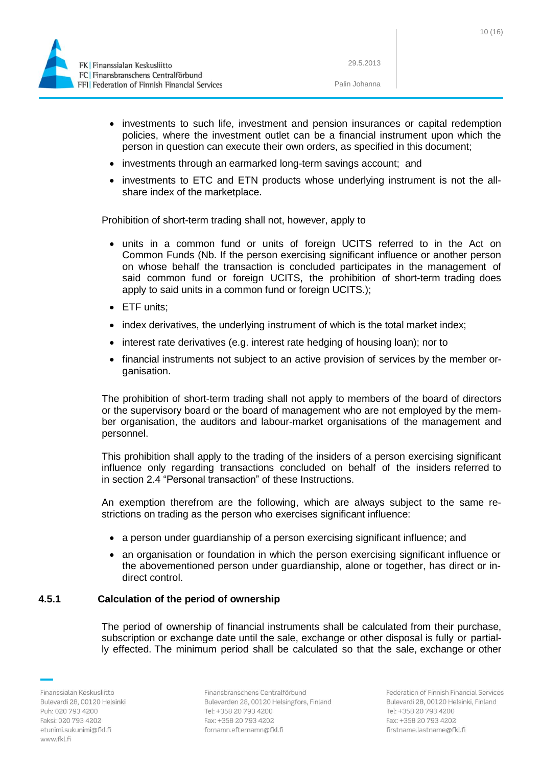- investments to such life, investment and pension insurances or capital redemption policies, where the investment outlet can be a financial instrument upon which the person in question can execute their own orders, as specified in this document;
- investments through an earmarked long-term savings account; and
- investments to ETC and ETN products whose underlying instrument is not the all-share index of the marketplace.

Prohibition of short-term trading shall not, however, apply to

- units in a common fund or units of foreign UCITS referred to in the Act on Common Funds (Nb. If the person exercising significant influence or another person on whose behalf the transaction is concluded participates in the management of said common fund or foreign UCITS, the prohibition of short-term trading does apply to said units in a common fund or foreign UCITS.);
- ETF units;
- index derivatives, the underlying instrument of which is the total market index;
- interest rate derivatives (e.g. interest rate hedging of housing loan); nor to
- financial instruments not subject to an active provision of services by the member organisation.

The prohibition of short-term trading shall not apply to members of the board of directors or the supervisory board or the board of management who are not employed by the member organisation, the auditors and labour-market organisations of the management and personnel.

This prohibition shall apply to the trading of the insiders of a person exercising significant influence only regarding transactions concluded on behalf of the insiders referred to in section 2.4 "Personal transaction" of these Instructions.

An exemption therefrom are the following, which are always subject to the same restrictions on trading as the person who exercises significant influence:

- a person under guardianship of a person exercising significant influence; and
- an organisation or foundation in which the person exercising significant influence or the abovementioned person under guardianship, alone or together, has direct or indirect control.

### 4.5.1 Calculation of the period of ownership

The period of ownership of financial instruments shall be calculated from their purchase, subscription or exchange date until the sale, exchange or other disposal is fully or partially effected. The minimum period shall be calculated so that the sale, exchange or other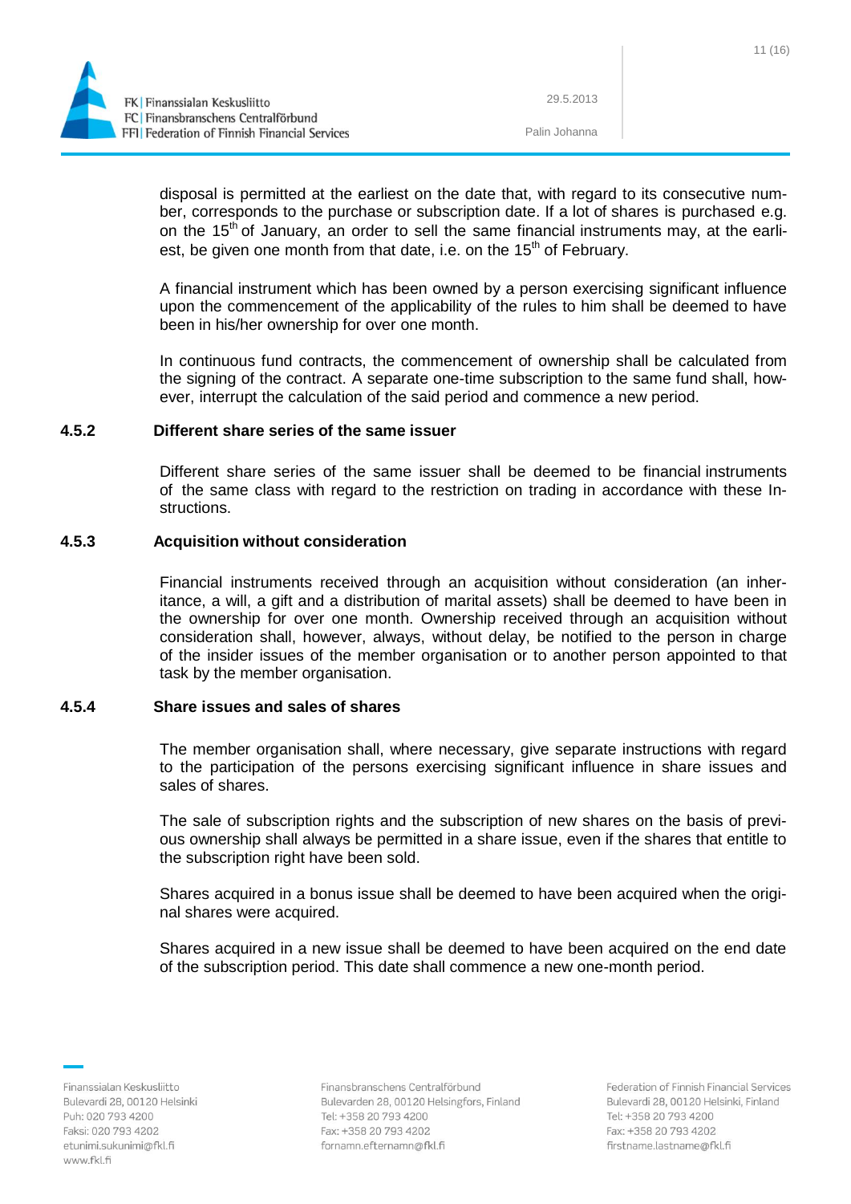disposal is permitted at the earliest on the date that, with regard to its consecutive number, corresponds to the purchase or subscription date. If a lot of shares is purchased e.g. on the 15th of January, an order to sell the same financial instruments may, at the earliest, be given one month from that date, i.e. on the 15th of February.

A financial instrument which has been owned by a person exercising significant influence upon the commencement of the applicability of the rules to him shall be deemed to have been in his/her ownership for over one month.

In continuous fund contracts, the commencement of ownership shall be calculated from the signing of the contract. A separate one-time subscription to the same fund shall, however, interrupt the calculation of the said period and commence a new period.

#### 4.5.2 Different share series of the same issuer

Different share series of the same issuer shall be deemed to be financial instruments of the same class with regard to the restriction on trading in accordance with these Instructions.

#### 4.5.3 Acquisition without consideration

Financial instruments received through an acquisition without consideration (an inheritance, a will, a gift and a distribution of marital assets) shall be deemed to have been in the ownership for over one month. Ownership received through an acquisition without consideration shall, however, always, without delay, be notified to the person in charge of the insider issues of the member organisation or to another person appointed to that task by the member organisation.

#### 4.5.4 Share issues and sales of shares

The member organisation shall, where necessary, give separate instructions with regard to the participation of the persons exercising significant influence in share issues and sales of shares.

The sale of subscription rights and the subscription of new shares on the basis of previous ownership shall always be permitted in a share issue, even if the shares that entitle to the subscription right have been sold.

Shares acquired in a bonus issue shall be deemed to have been acquired when the original shares were acquired.

Shares acquired in a new issue shall be deemed to have been acquired on the end date of the subscription period. This date shall commence a new one-month period.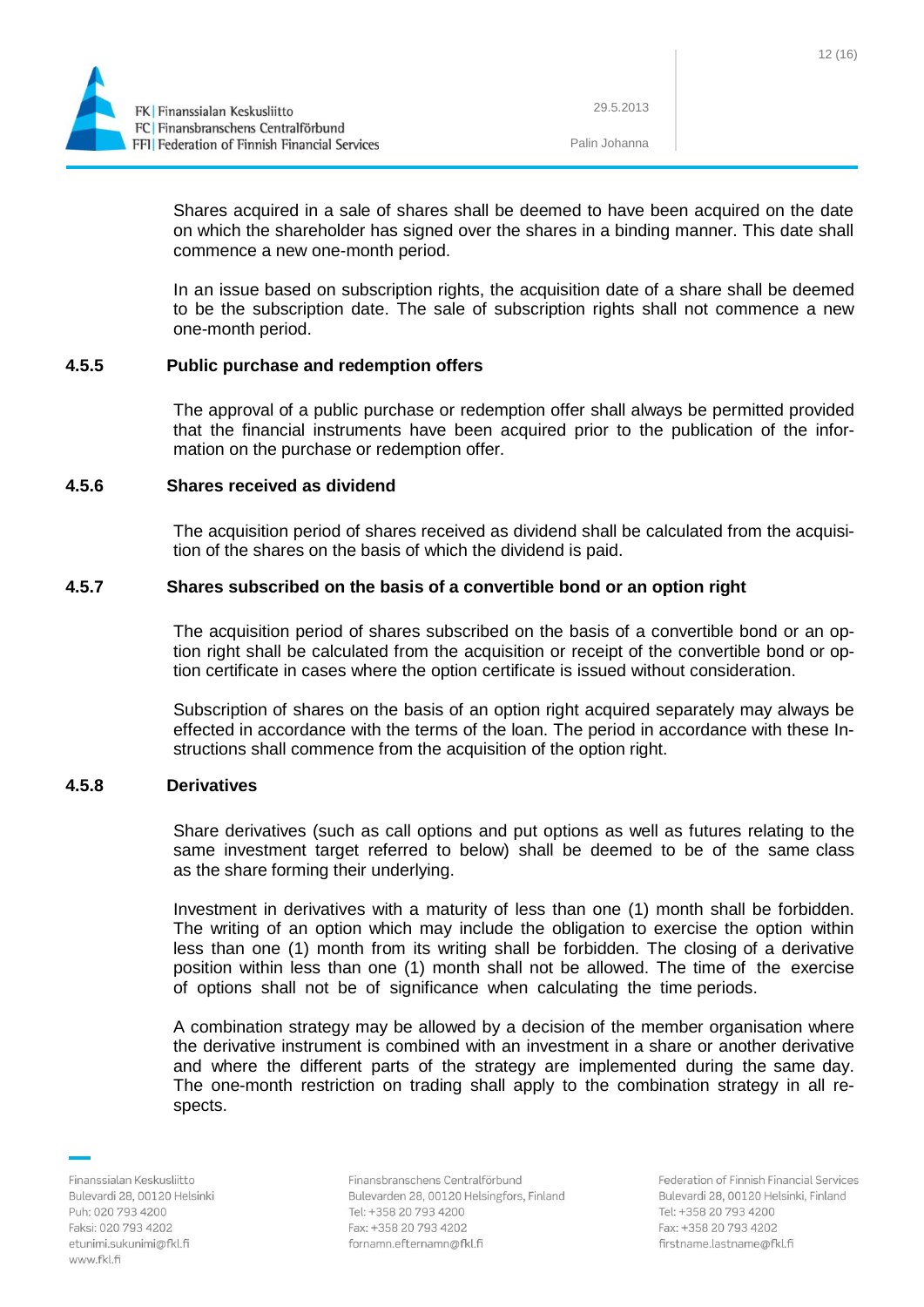Shares acquired in a sale of shares shall be deemed to have been acquired on the date on which the shareholder has signed over the shares in a binding manner. This date shall commence a new one-month period.

In an issue based on subscription rights, the acquisition date of a share shall be deemed to be the subscription date. The sale of subscription rights shall not commence a new one-month period.

#### 4.5.5 Public purchase and redemption offers

The approval of a public purchase or redemption offer shall always be permitted provided that the financial instruments have been acquired prior to the publication of the information on the purchase or redemption offer.

#### 4.5.6 Shares received as dividend

The acquisition period of shares received as dividend shall be calculated from the acquisition of the shares on the basis of which the dividend is paid.

#### 4.5.7 Shares subscribed on the basis of a convertible bond or an option right

The acquisition period of shares subscribed on the basis of a convertible bond or an option right shall be calculated from the acquisition or receipt of the convertible bond or option certificate in cases where the option certificate is issued without consideration.

Subscription of shares on the basis of an option right acquired separately may always be effected in accordance with the terms of the loan. The period in accordance with these Instructions shall commence from the acquisition of the option right.

#### 4.5.8 Derivatives

Share derivatives (such as call options and put options as well as futures relating to the same investment target referred to below) shall be deemed to be of the same class as the share forming their underlying.

Investment in derivatives with a maturity of less than one (1) month shall be forbidden. The writing of an option which may include the obligation to exercise the option within less than one (1) month from its writing shall be forbidden. The closing of a derivative position within less than one (1) month shall not be allowed. The time of the exercise of options shall not be of significance when calculating the time periods.

A combination strategy may be allowed by a decision of the member organisation where the derivative instrument is combined with an investment in a share or another derivative and where the different parts of the strategy are implemented during the same day. The one-month restriction on trading shall apply to the combination strategy in all respects.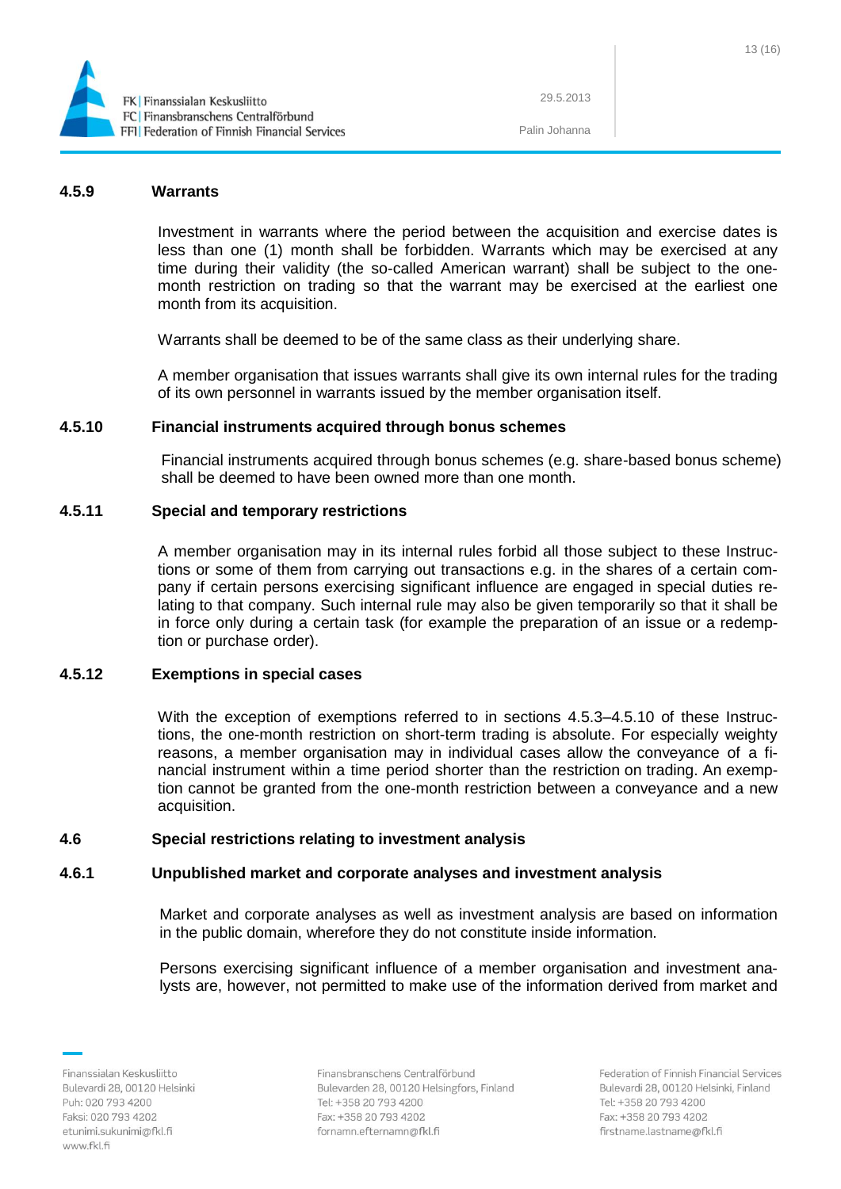### 4.5.9 Warrants

Investment in warrants where the period between the acquisition and exercise dates is less than one (1) month shall be forbidden. Warrants which may be exercised at any time during their validity (the so-called American warrant) shall be subject to the one-month restriction on trading so that the warrant may be exercised at the earliest one month from its acquisition.

Warrants shall be deemed to be of the same class as their underlying share.

A member organisation that issues warrants shall give its own internal rules for the trading of its own personnel in warrants issued by the member organisation itself.

### 4.5.10 Financial instruments acquired through bonus schemes

Financial instruments acquired through bonus schemes (e.g. share-based bonus scheme) shall be deemed to have been owned more than one month.

### 4.5.11 Special and temporary restrictions

A member organisation may in its internal rules forbid all those subject to these Instructions or some of them from carrying out transactions e.g. in the shares of a certain company if certain persons exercising significant influence are engaged in special duties relating to that company. Such internal rule may also be given temporarily so that it shall be in force only during a certain task (for example the preparation of an issue or a redemption or purchase order).

### 4.5.12 Exemptions in special cases

With the exception of exemptions referred to in sections 4.5.3–4.5.10 of these Instructions, the one-month restriction on short-term trading is absolute. For especially weighty reasons, a member organisation may in individual cases allow the conveyance of a financial instrument within a time period shorter than the restriction on trading. An exemption cannot be granted from the one-month restriction between a conveyance and a new acquisition.

## 4.6 Special restrictions relating to investment analysis

### 4.6.1 Unpublished market and corporate analyses and investment analysis

Market and corporate analyses as well as investment analysis are based on information in the public domain, wherefore they do not constitute inside information.

Persons exercising significant influence of a member organisation and investment analysts are, however, not permitted to make use of the information derived from market and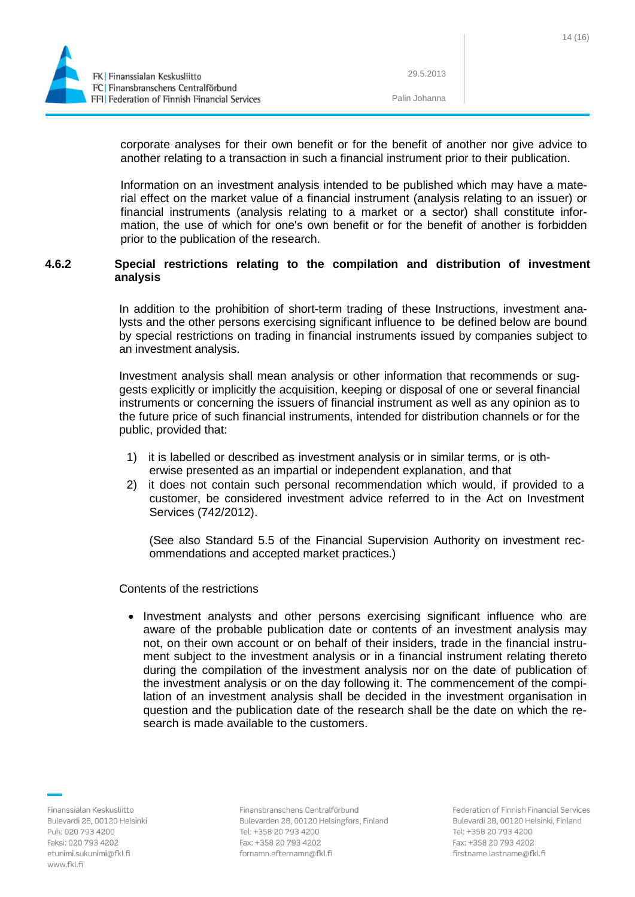corporate analyses for their own benefit or for the benefit of another nor give advice to another relating to a transaction in such a financial instrument prior to their publication.

Information on an investment analysis intended to be published which may have a material effect on the market value of a financial instrument (analysis relating to an issuer) or financial instruments (analysis relating to a market or a sector) shall constitute information, the use of which for one's own benefit or for the benefit of another is forbidden prior to the publication of the research.

### 4.6.2 Special restrictions relating to the compilation and distribution of investment analysis

In addition to the prohibition of short-term trading of these Instructions, investment analysts and the other persons exercising significant influence to be defined below are bound by special restrictions on trading in financial instruments issued by companies subject to an investment analysis.

Investment analysis shall mean analysis or other information that recommends or suggests explicitly or implicitly the acquisition, keeping or disposal of one or several financial instruments or concerning the issuers of financial instrument as well as any opinion as to the future price of such financial instruments, intended for distribution channels or for the public, provided that:

1) it is labelled or described as investment analysis or in similar terms, or is otherwise presented as an impartial or independent explanation, and that
2) it does not contain such personal recommendation which would, if provided to a customer, be considered investment advice referred to in the Act on Investment Services (742/2012).

   (See also Standard 5.5 of the Financial Supervision Authority on investment recommendations and accepted market practices.)

Contents of the restrictions

- Investment analysts and other persons exercising significant influence who are aware of the probable publication date or contents of an investment analysis may not, on their own account or on behalf of their insiders, trade in the financial instrument subject to the investment analysis or in a financial instrument relating thereto during the compilation of the investment analysis nor on the date of publication of the investment analysis or on the day following it. The commencement of the compilation of an investment analysis shall be decided in the investment organisation in question and the publication date of the research shall be the date on which the research is made available to the customers.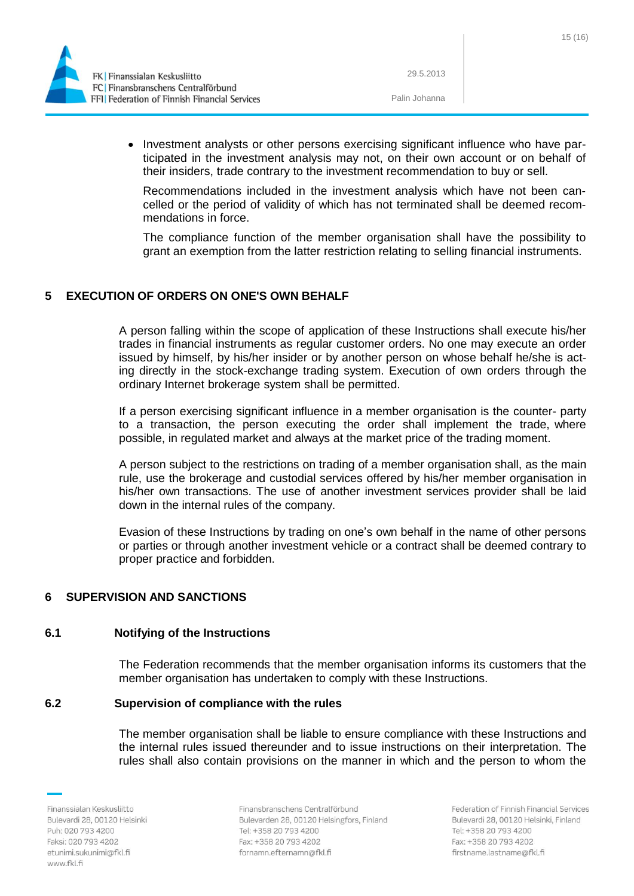- Investment analysts or other persons exercising significant influence who have participated in the investment analysis may not, on their own account or on behalf of their insiders, trade contrary to the investment recommendation to buy or sell.

  Recommendations included in the investment analysis which have not been cancelled or the period of validity of which has not terminated shall be deemed recommendations in force.

  The compliance function of the member organisation shall have the possibility to grant an exemption from the latter restriction relating to selling financial instruments.

# 5 EXECUTION OF ORDERS ON ONE'S OWN BEHALF

A person falling within the scope of application of these Instructions shall execute his/her trades in financial instruments as regular customer orders. No one may execute an order issued by himself, by his/her insider or by another person on whose behalf he/she is acting directly in the stock-exchange trading system. Execution of own orders through the ordinary Internet brokerage system shall be permitted.

If a person exercising significant influence in a member organisation is the counter- party to a transaction, the person executing the order shall implement the trade, where possible, in regulated market and always at the market price of the trading moment.

A person subject to the restrictions on trading of a member organisation shall, as the main rule, use the brokerage and custodial services offered by his/her member organisation in his/her own transactions. The use of another investment services provider shall be laid down in the internal rules of the company.

Evasion of these Instructions by trading on one's own behalf in the name of other persons or parties or through another investment vehicle or a contract shall be deemed contrary to proper practice and forbidden.

# 6 SUPERVISION AND SANCTIONS

## 6.1 Notifying of the Instructions

The Federation recommends that the member organisation informs its customers that the member organisation has undertaken to comply with these Instructions.

## 6.2 Supervision of compliance with the rules

The member organisation shall be liable to ensure compliance with these Instructions and the internal rules issued thereunder and to issue instructions on their interpretation. The rules shall also contain provisions on the manner in which and the person to whom the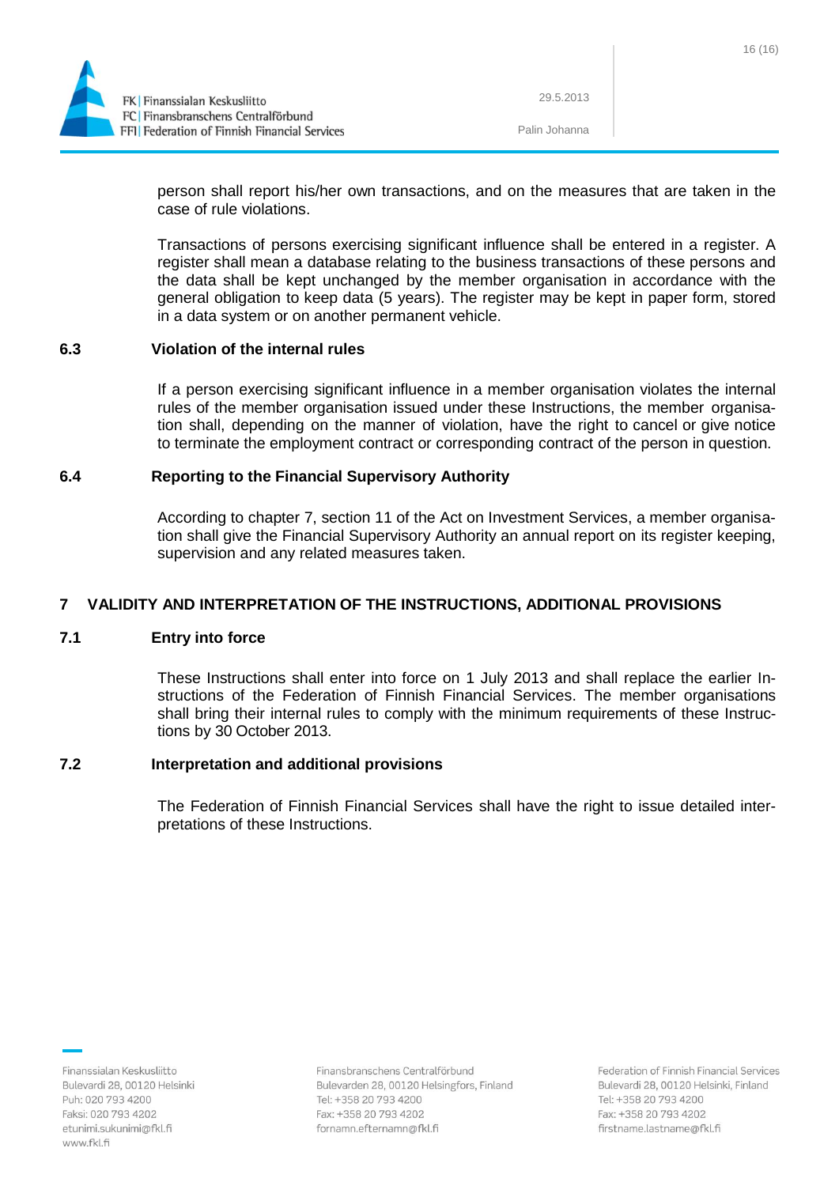person shall report his/her own transactions, and on the measures that are taken in the case of rule violations.

Transactions of persons exercising significant influence shall be entered in a register. A register shall mean a database relating to the business transactions of these persons and the data shall be kept unchanged by the member organisation in accordance with the general obligation to keep data (5 years). The register may be kept in paper form, stored in a data system or on another permanent vehicle.

### 6.3 Violation of the internal rules

If a person exercising significant influence in a member organisation violates the internal rules of the member organisation issued under these Instructions, the member organisation shall, depending on the manner of violation, have the right to cancel or give notice to terminate the employment contract or corresponding contract of the person in question.

### 6.4 Reporting to the Financial Supervisory Authority

According to chapter 7, section 11 of the Act on Investment Services, a member organisation shall give the Financial Supervisory Authority an annual report on its register keeping, supervision and any related measures taken.

## 7 VALIDITY AND INTERPRETATION OF THE INSTRUCTIONS, ADDITIONAL PROVISIONS

### 7.1 Entry into force

These Instructions shall enter into force on 1 July 2013 and shall replace the earlier Instructions of the Federation of Finnish Financial Services. The member organisations shall bring their internal rules to comply with the minimum requirements of these Instructions by 30 October 2013.

### 7.2 Interpretation and additional provisions

The Federation of Finnish Financial Services shall have the right to issue detailed interpretations of these Instructions.